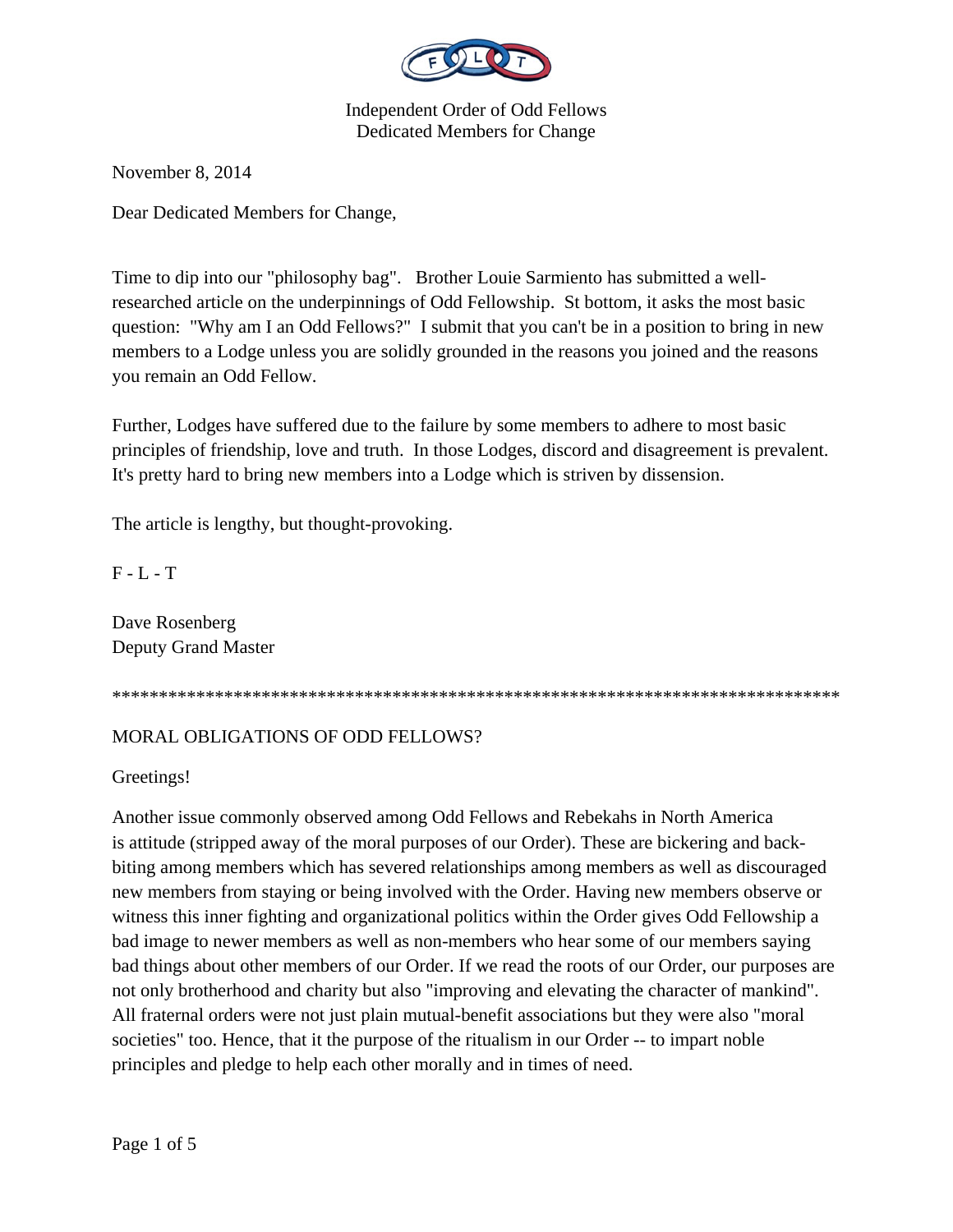Independent Order of Odd Fellows
Dedicated Members for Change

November 8, 2014

Dear Dedicated Members for Change,

Time to dip into our "philosophy bag". Brother Louie Sarmiento has submitted a well-researched article on the underpinnings of Odd Fellowship. St bottom, it asks the most basic question: "Why am I an Odd Fellows?" I submit that you can't be in a position to bring in new members to a Lodge unless you are solidly grounded in the reasons you joined and the reasons you remain an Odd Fellow.

Further, Lodges have suffered due to the failure by some members to adhere to most basic principles of friendship, love and truth. In those Lodges, discord and disagreement is prevalent. It's pretty hard to bring new members into a Lodge which is striven by dissension.

The article is lengthy, but thought-provoking.

F - L - T

Dave Rosenberg
Deputy Grand Master

*******************************************************************************

MORAL OBLIGATIONS OF ODD FELLOWS?

Greetings!

Another issue commonly observed among Odd Fellows and Rebekahs in North America is attitude (stripped away of the moral purposes of our Order). These are bickering and back-biting among members which has severed relationships among members as well as discouraged new members from staying or being involved with the Order. Having new members observe or witness this inner fighting and organizational politics within the Order gives Odd Fellowship a bad image to newer members as well as non-members who hear some of our members saying bad things about other members of our Order. If we read the roots of our Order, our purposes are not only brotherhood and charity but also "improving and elevating the character of mankind". All fraternal orders were not just plain mutual-benefit associations but they were also "moral societies" too. Hence, that it the purpose of the ritualism in our Order -- to impart noble principles and pledge to help each other morally and in times of need.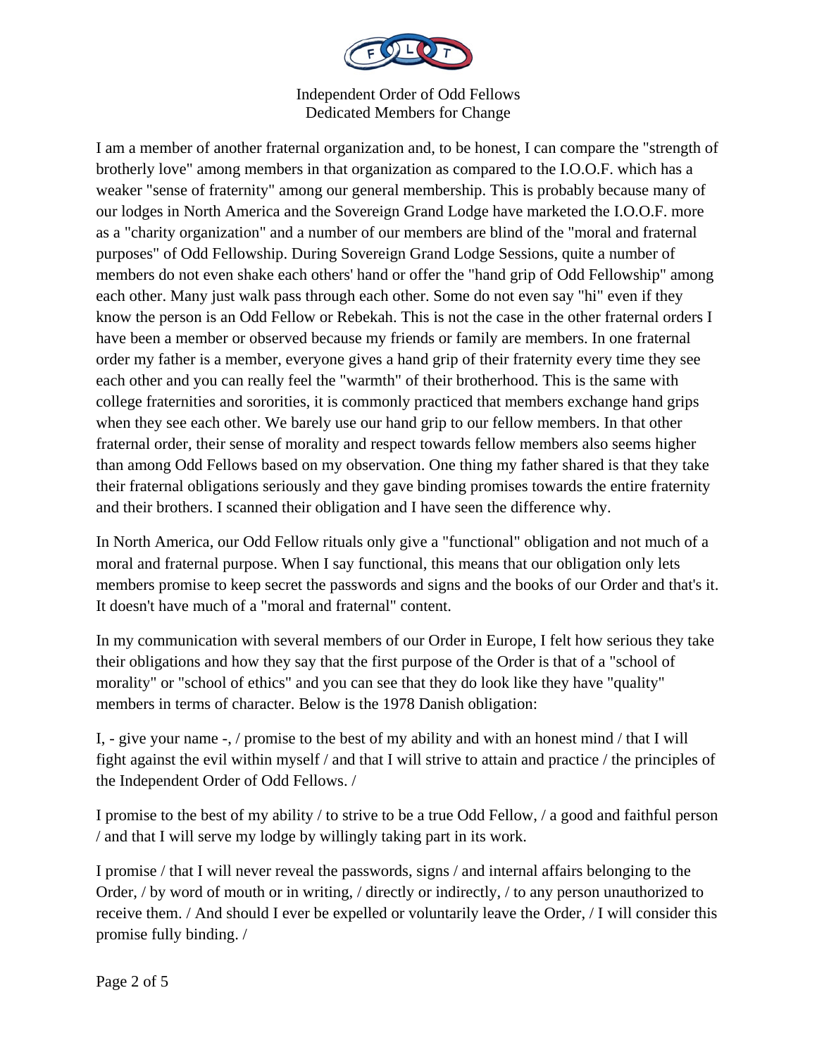I am a member of another fraternal organization and, to be honest, I can compare the "strength of brotherly love" among members in that organization as compared to the I.O.O.F. which has a weaker "sense of fraternity" among our general membership. This is probably because many of our lodges in North America and the Sovereign Grand Lodge have marketed the I.O.O.F. more as a "charity organization" and a number of our members are blind of the "moral and fraternal purposes" of Odd Fellowship. During Sovereign Grand Lodge Sessions, quite a number of members do not even shake each others' hand or offer the "hand grip of Odd Fellowship" among each other. Many just walk pass through each other. Some do not even say "hi" even if they know the person is an Odd Fellow or Rebekah. This is not the case in the other fraternal orders I have been a member or observed because my friends or family are members. In one fraternal order my father is a member, everyone gives a hand grip of their fraternity every time they see each other and you can really feel the "warmth" of their brotherhood. This is the same with college fraternities and sororities, it is commonly practiced that members exchange hand grips when they see each other. We barely use our hand grip to our fellow members. In that other fraternal order, their sense of morality and respect towards fellow members also seems higher than among Odd Fellows based on my observation. One thing my father shared is that they take their fraternal obligations seriously and they gave binding promises towards the entire fraternity and their brothers. I scanned their obligation and I have seen the difference why.

In North America, our Odd Fellow rituals only give a "functional" obligation and not much of a moral and fraternal purpose. When I say functional, this means that our obligation only lets members promise to keep secret the passwords and signs and the books of our Order and that's it. It doesn't have much of a "moral and fraternal" content.

In my communication with several members of our Order in Europe, I felt how serious they take their obligations and how they say that the first purpose of the Order is that of a "school of morality" or "school of ethics" and you can see that they do look like they have "quality" members in terms of character. Below is the 1978 Danish obligation:

I, - give your name -, / promise to the best of my ability and with an honest mind / that I will fight against the evil within myself / and that I will strive to attain and practice / the principles of the Independent Order of Odd Fellows. /

I promise to the best of my ability / to strive to be a true Odd Fellow, / a good and faithful person / and that I will serve my lodge by willingly taking part in its work.

I promise / that I will never reveal the passwords, signs / and internal affairs belonging to the Order, / by word of mouth or in writing, / directly or indirectly, / to any person unauthorized to receive them. / And should I ever be expelled or voluntarily leave the Order, / I will consider this promise fully binding. /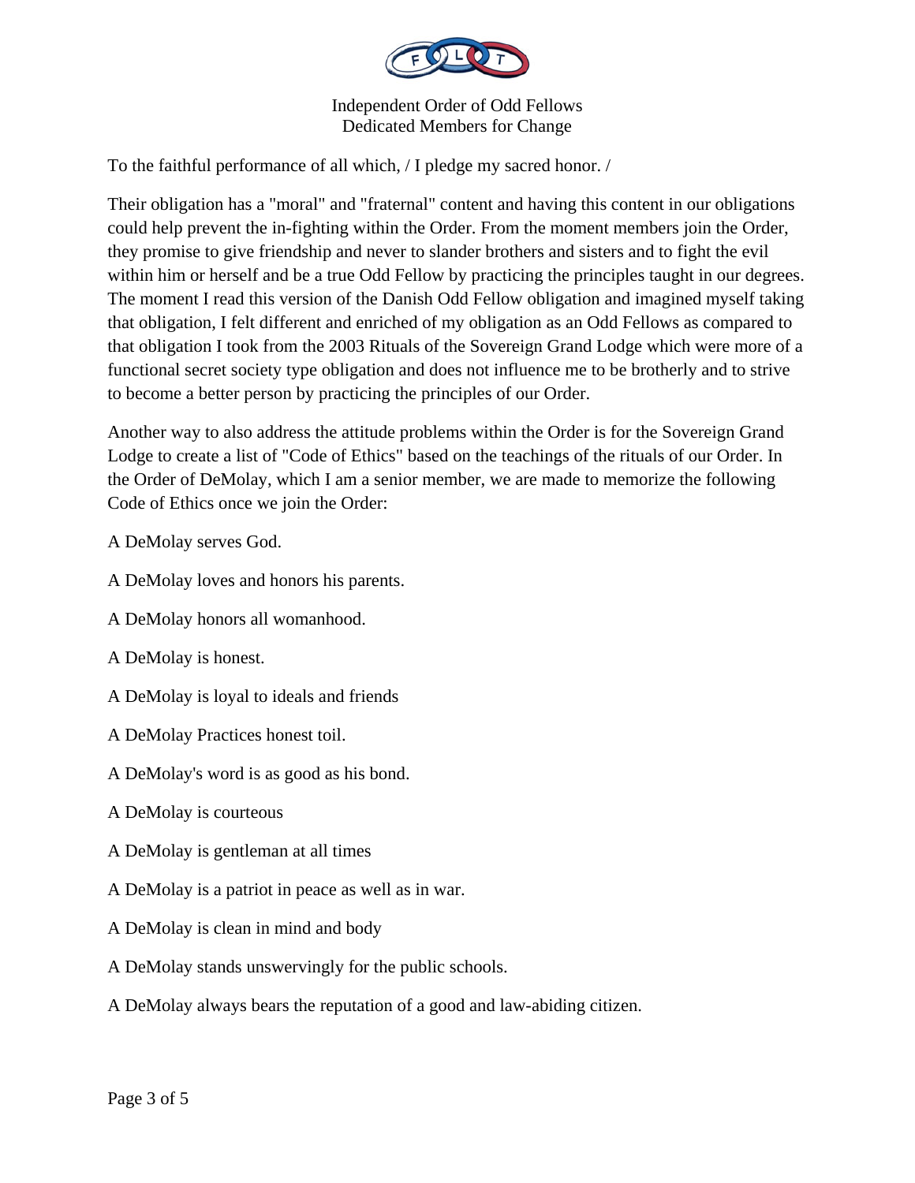To the faithful performance of all which, / I pledge my sacred honor. /

Their obligation has a "moral" and "fraternal" content and having this content in our obligations could help prevent the in-fighting within the Order. From the moment members join the Order, they promise to give friendship and never to slander brothers and sisters and to fight the evil within him or herself and be a true Odd Fellow by practicing the principles taught in our degrees. The moment I read this version of the Danish Odd Fellow obligation and imagined myself taking that obligation, I felt different and enriched of my obligation as an Odd Fellows as compared to that obligation I took from the 2003 Rituals of the Sovereign Grand Lodge which were more of a functional secret society type obligation and does not influence me to be brotherly and to strive to become a better person by practicing the principles of our Order.

Another way to also address the attitude problems within the Order is for the Sovereign Grand Lodge to create a list of "Code of Ethics" based on the teachings of the rituals of our Order. In the Order of DeMolay, which I am a senior member, we are made to memorize the following Code of Ethics once we join the Order:

A DeMolay serves God.

A DeMolay loves and honors his parents.

A DeMolay honors all womanhood.

A DeMolay is honest.

A DeMolay is loyal to ideals and friends

A DeMolay Practices honest toil.

A DeMolay's word is as good as his bond.

A DeMolay is courteous

A DeMolay is gentleman at all times

A DeMolay is a patriot in peace as well as in war.

A DeMolay is clean in mind and body

A DeMolay stands unswervingly for the public schools.

A DeMolay always bears the reputation of a good and law-abiding citizen.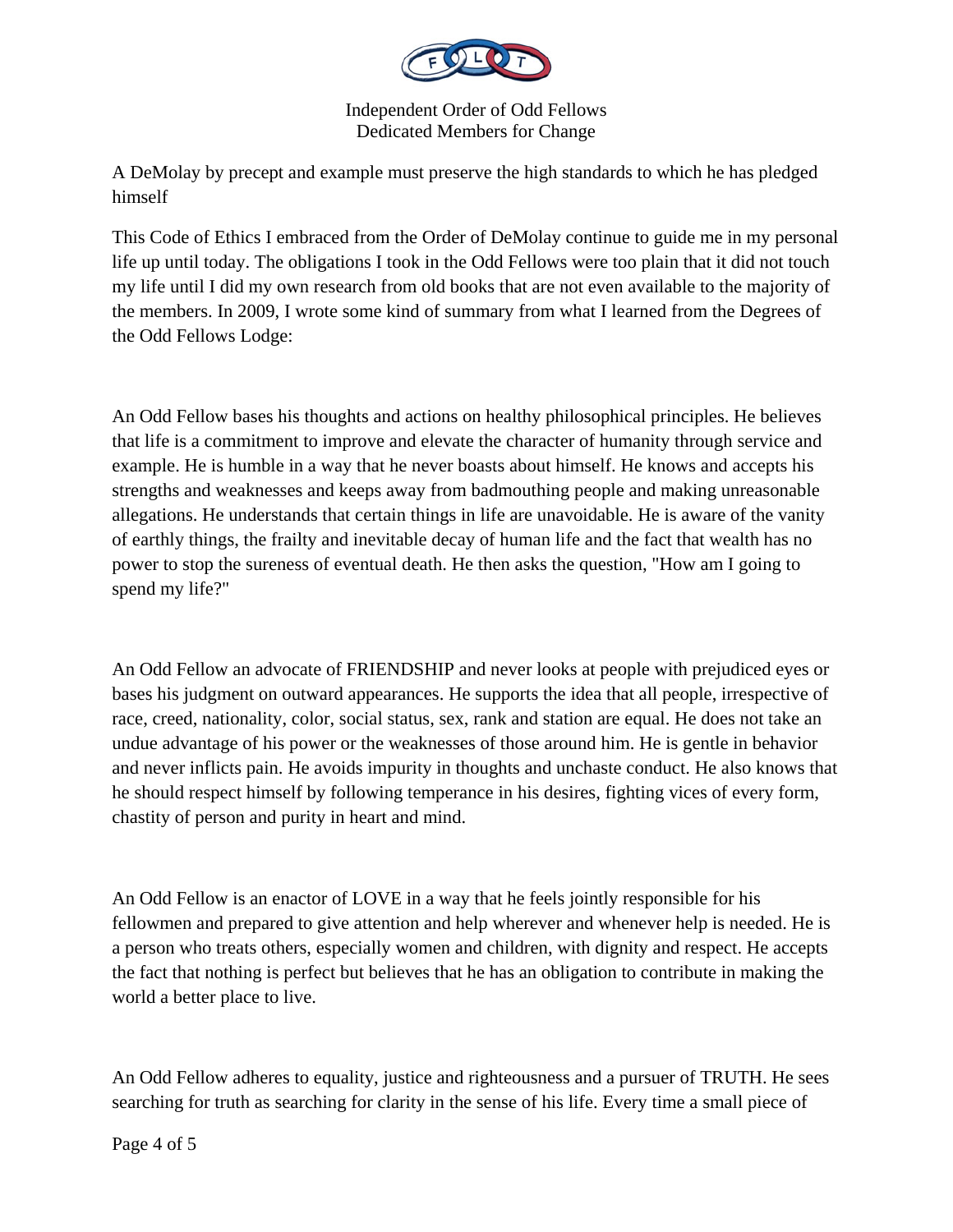A DeMolay by precept and example must preserve the high standards to which he has pledged himself

This Code of Ethics I embraced from the Order of DeMolay continue to guide me in my personal life up until today. The obligations I took in the Odd Fellows were too plain that it did not touch my life until I did my own research from old books that are not even available to the majority of the members. In 2009, I wrote some kind of summary from what I learned from the Degrees of the Odd Fellows Lodge:

An Odd Fellow bases his thoughts and actions on healthy philosophical principles. He believes that life is a commitment to improve and elevate the character of humanity through service and example. He is humble in a way that he never boasts about himself. He knows and accepts his strengths and weaknesses and keeps away from badmouthing people and making unreasonable allegations. He understands that certain things in life are unavoidable. He is aware of the vanity of earthly things, the frailty and inevitable decay of human life and the fact that wealth has no power to stop the sureness of eventual death. He then asks the question, "How am I going to spend my life?"

An Odd Fellow an advocate of FRIENDSHIP and never looks at people with prejudiced eyes or bases his judgment on outward appearances. He supports the idea that all people, irrespective of race, creed, nationality, color, social status, sex, rank and station are equal. He does not take an undue advantage of his power or the weaknesses of those around him. He is gentle in behavior and never inflicts pain. He avoids impurity in thoughts and unchaste conduct. He also knows that he should respect himself by following temperance in his desires, fighting vices of every form, chastity of person and purity in heart and mind.

An Odd Fellow is an enactor of LOVE in a way that he feels jointly responsible for his fellowmen and prepared to give attention and help wherever and whenever help is needed. He is a person who treats others, especially women and children, with dignity and respect. He accepts the fact that nothing is perfect but believes that he has an obligation to contribute in making the world a better place to live.

An Odd Fellow adheres to equality, justice and righteousness and a pursuer of TRUTH. He sees searching for truth as searching for clarity in the sense of his life. Every time a small piece of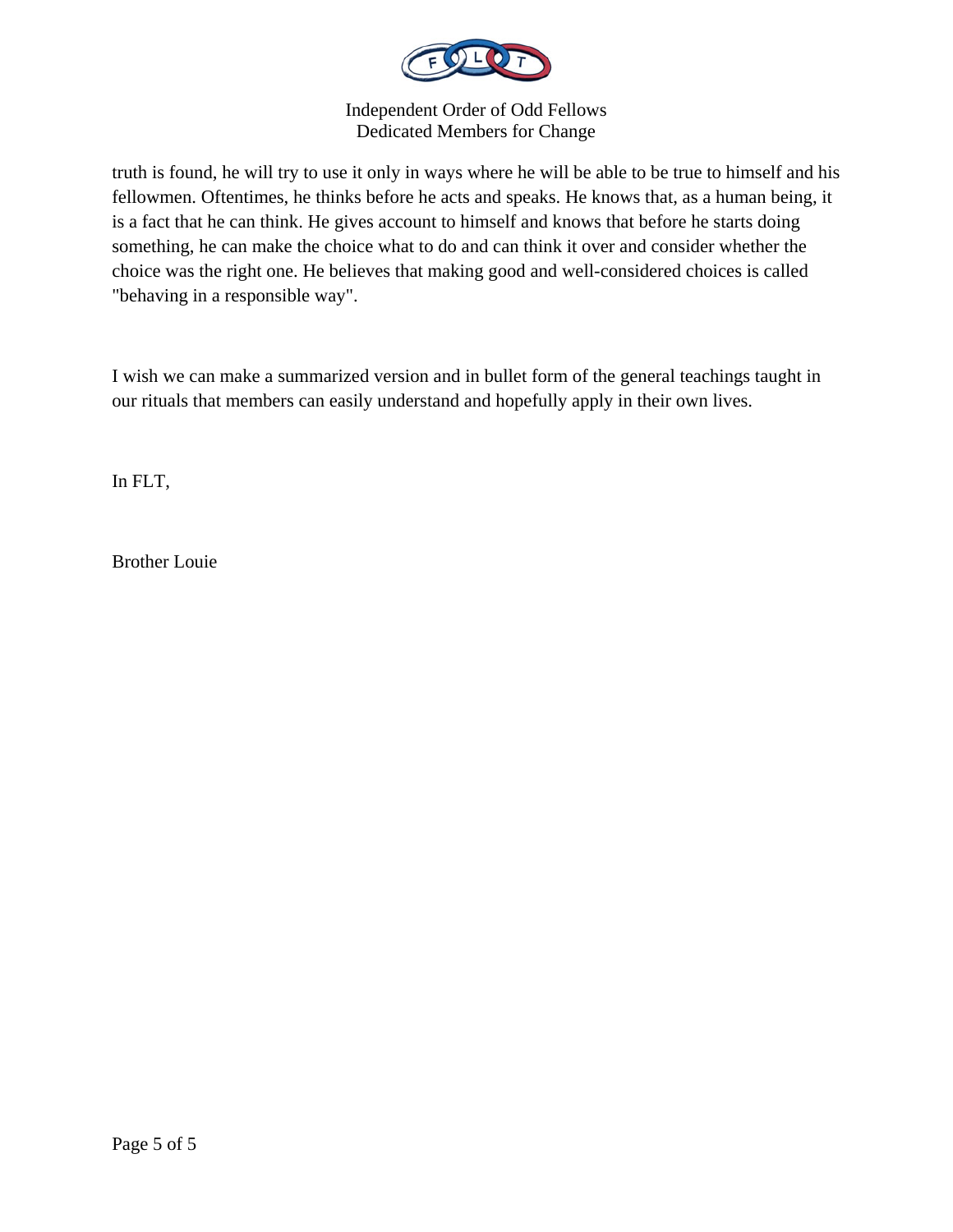truth is found, he will try to use it only in ways where he will be able to be true to himself and his fellowmen. Oftentimes, he thinks before he acts and speaks. He knows that, as a human being, it is a fact that he can think. He gives account to himself and knows that before he starts doing something, he can make the choice what to do and can think it over and consider whether the choice was the right one. He believes that making good and well-considered choices is called "behaving in a responsible way".

I wish we can make a summarized version and in bullet form of the general teachings taught in our rituals that members can easily understand and hopefully apply in their own lives.

In FLT,

Brother Louie